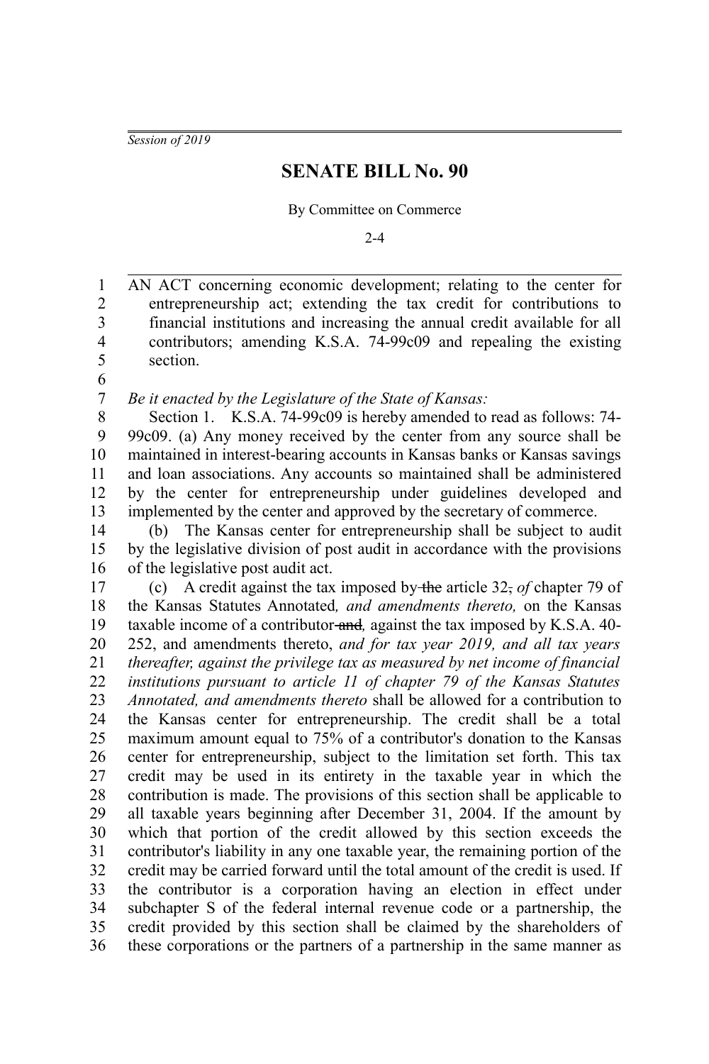*Session of 2019*

# SENATE BILL No. 90

By Committee on Commerce

2-4

AN ACT concerning economic development; relating to the center for entrepreneurship act; extending the tax credit for contributions to financial institutions and increasing the annual credit available for all contributors; amending K.S.A. 74-99c09 and repealing the existing section.

*Be it enacted by the Legislature of the State of Kansas:*

Section 1. K.S.A. 74-99c09 is hereby amended to read as follows: 74-99c09. (a) Any money received by the center from any source shall be maintained in interest-bearing accounts in Kansas banks or Kansas savings and loan associations. Any accounts so maintained shall be administered by the center for entrepreneurship under guidelines developed and implemented by the center and approved by the secretary of commerce.

(b) The Kansas center for entrepreneurship shall be subject to audit by the legislative division of post audit in accordance with the provisions of the legislative post audit act.

(c) A credit against the tax imposed by ~~the~~ article 32~~,~~ *of* chapter 79 of the Kansas Statutes Annotated*, and amendments thereto,* on the Kansas taxable income of a contributor ~~and~~*,* against the tax imposed by K.S.A. 40-252, and amendments thereto, *and for tax year 2019, and all tax years thereafter, against the privilege tax as measured by net income of financial institutions pursuant to article 11 of chapter 79 of the Kansas Statutes Annotated, and amendments thereto* shall be allowed for a contribution to the Kansas center for entrepreneurship. The credit shall be a total maximum amount equal to 75% of a contributor's donation to the Kansas center for entrepreneurship, subject to the limitation set forth. This tax credit may be used in its entirety in the taxable year in which the contribution is made. The provisions of this section shall be applicable to all taxable years beginning after December 31, 2004. If the amount by which that portion of the credit allowed by this section exceeds the contributor's liability in any one taxable year, the remaining portion of the credit may be carried forward until the total amount of the credit is used. If the contributor is a corporation having an election in effect under subchapter S of the federal internal revenue code or a partnership, the credit provided by this section shall be claimed by the shareholders of these corporations or the partners of a partnership in the same manner as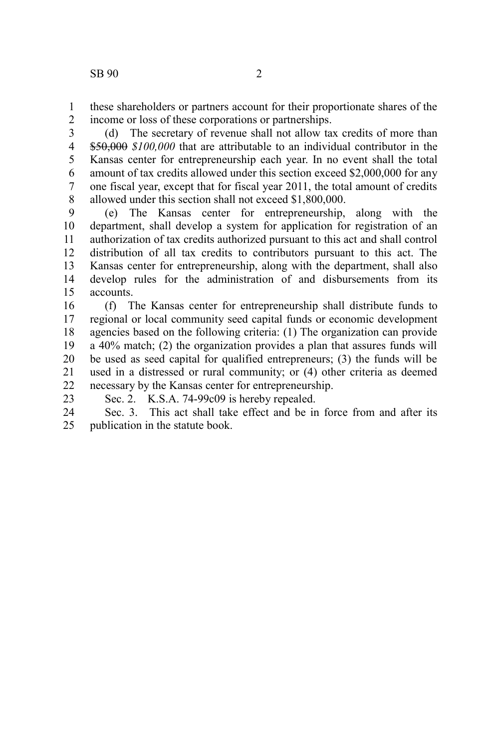these shareholders or partners account for their proportionate shares of the income or loss of these corporations or partnerships.

(d) The secretary of revenue shall not allow tax credits of more than ~~$50,000~~ *$100,000* that are attributable to an individual contributor in the Kansas center for entrepreneurship each year. In no event shall the total amount of tax credits allowed under this section exceed $2,000,000 for any one fiscal year, except that for fiscal year 2011, the total amount of credits allowed under this section shall not exceed $1,800,000.

(e) The Kansas center for entrepreneurship, along with the department, shall develop a system for application for registration of an authorization of tax credits authorized pursuant to this act and shall control distribution of all tax credits to contributors pursuant to this act. The Kansas center for entrepreneurship, along with the department, shall also develop rules for the administration of and disbursements from its accounts.

(f) The Kansas center for entrepreneurship shall distribute funds to regional or local community seed capital funds or economic development agencies based on the following criteria: (1) The organization can provide a 40% match; (2) the organization provides a plan that assures funds will be used as seed capital for qualified entrepreneurs; (3) the funds will be used in a distressed or rural community; or (4) other criteria as deemed necessary by the Kansas center for entrepreneurship.

Sec. 2. K.S.A. 74-99c09 is hereby repealed.

Sec. 3. This act shall take effect and be in force from and after its publication in the statute book.